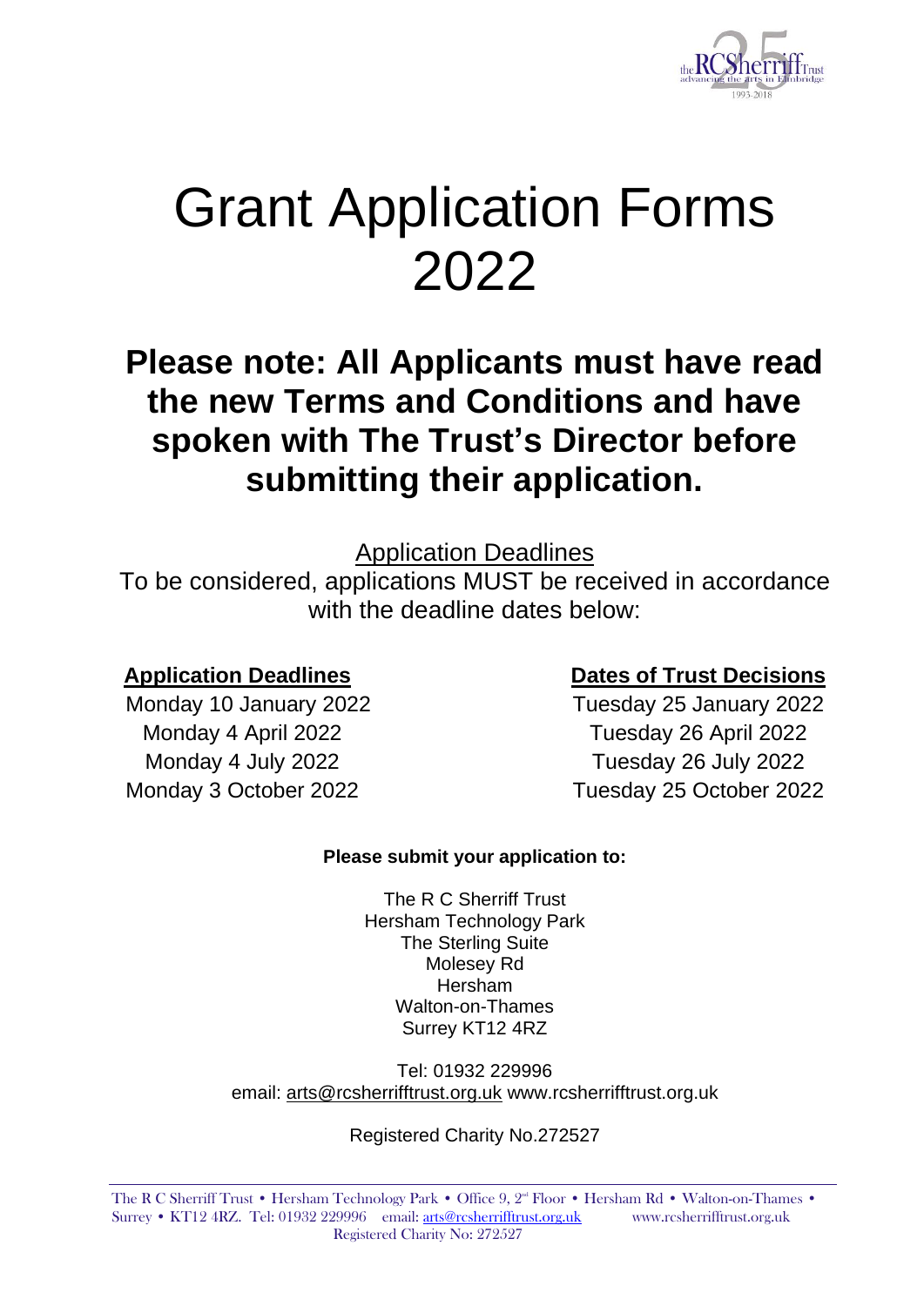# Grant Application Forms 2022

## Please note: All Applicants must have read the new Terms and Conditions and have spoken with The Trust's Director before submitting their application.

Application Deadlines

To be considered, applications MUST be received in accordance with the deadline dates below:

| **Application Deadlines** | **Dates of Trust Decisions** |
| --- | --- |
| Monday 10 January 2022 | Tuesday 25 January 2022 |
| Monday 4 April 2022 | Tuesday 26 April 2022 |
| Monday 4 July 2022 | Tuesday 26 July 2022 |
| Monday 3 October 2022 | Tuesday 25 October 2022 |

**Please submit your application to:**

The R C Sherriff Trust
Hersham Technology Park
The Sterling Suite
Molesey Rd
Hersham
Walton-on-Thames
Surrey KT12 4RZ

Tel: 01932 229996
email: arts@rcsherrifftrust.org.uk www.rcsherrifftrust.org.uk

Registered Charity No.272527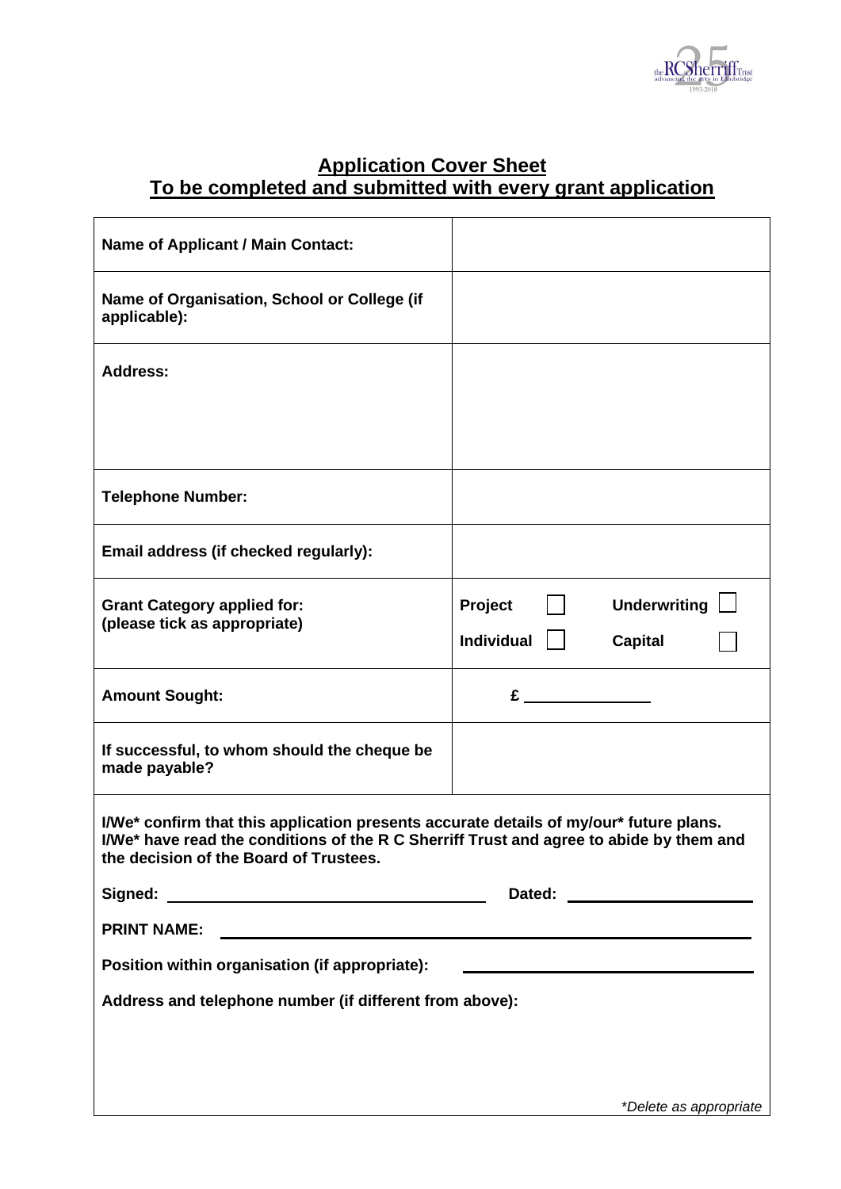## Application Cover Sheet
## To be completed and submitted with every grant application

| | |
|---|---|
| **Name of Applicant / Main Contact:** | |
| **Name of Organisation, School or College (if applicable):** | |
| **Address:** | |
| **Telephone Number:** | |
| **Email address (if checked regularly):** | |
| **Grant Category applied for: (please tick as appropriate)** | **Project** ☐ **Underwriting** ☐ **Individual** ☐ **Capital** ☐ |
| **Amount Sought:** | **£** ______________ |
| **If successful, to whom should the cheque be made payable?** | |

**I/We* confirm that this application presents accurate details of my/our* future plans. I/We* have read the conditions of the R C Sherriff Trust and agree to abide by them and the decision of the Board of Trustees.**

**Signed:** ________________________________ **Dated:** ____________________

**PRINT NAME:** ____________________________________________________________

**Position within organisation (if appropriate):** ______________________________

**Address and telephone number (if different from above):**

*\*Delete as appropriate*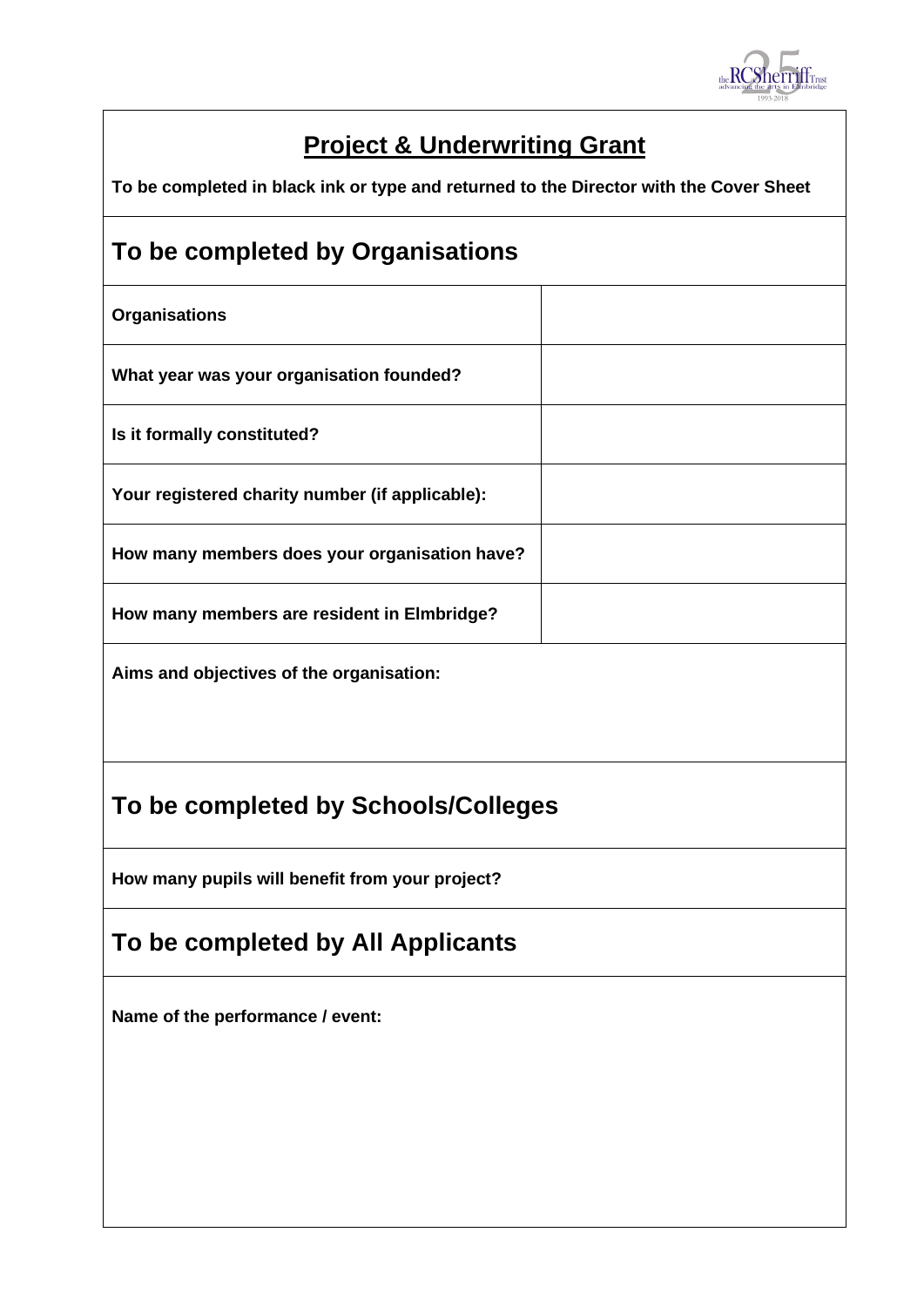## Project & Underwriting Grant

**To be completed in black ink or type and returned to the Director with the Cover Sheet**

## To be completed by Organisations

| **Organisations** | |
|---|---|
| **What year was your organisation founded?** | |
| **Is it formally constituted?** | |
| **Your registered charity number (if applicable):** | |
| **How many members does your organisation have?** | |
| **How many members are resident in Elmbridge?** | |

**Aims and objectives of the organisation:**

## To be completed by Schools/Colleges

**How many pupils will benefit from your project?**

## To be completed by All Applicants

**Name of the performance / event:**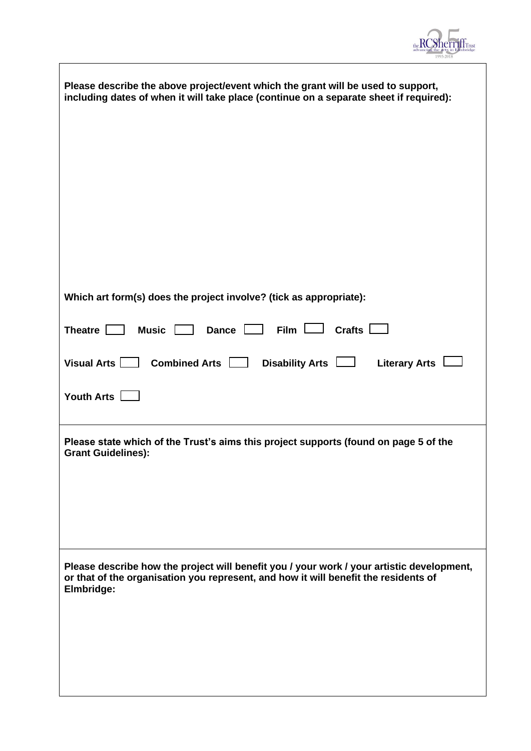**Please describe the above project/event which the grant will be used to support, including dates of when it will take place (continue on a separate sheet if required):**

**Which art form(s) does the project involve? (tick as appropriate):**

**Theatre** ☐ **Music** ☐ **Dance** ☐ **Film** ☐ **Crafts** ☐

**Visual Arts** ☐ **Combined Arts** ☐ **Disability Arts** ☐ **Literary Arts** ☐

**Youth Arts** ☐

**Please state which of the Trust's aims this project supports (found on page 5 of the Grant Guidelines):**

**Please describe how the project will benefit you / your work / your artistic development, or that of the organisation you represent, and how it will benefit the residents of Elmbridge:**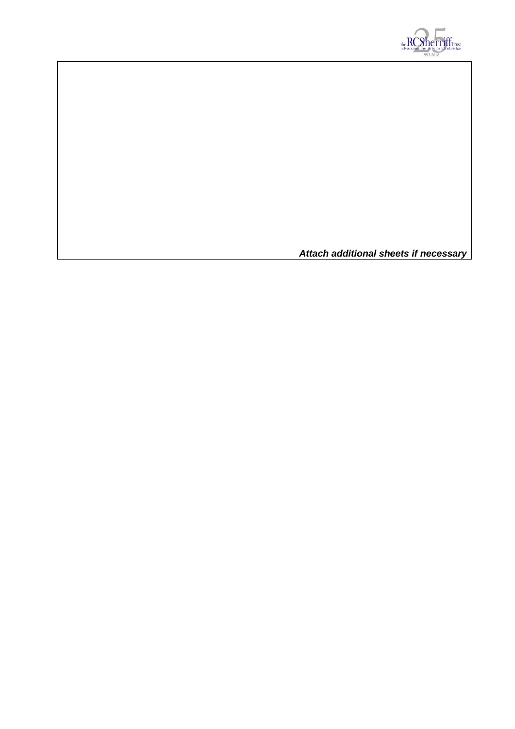***Attach additional sheets if necessary***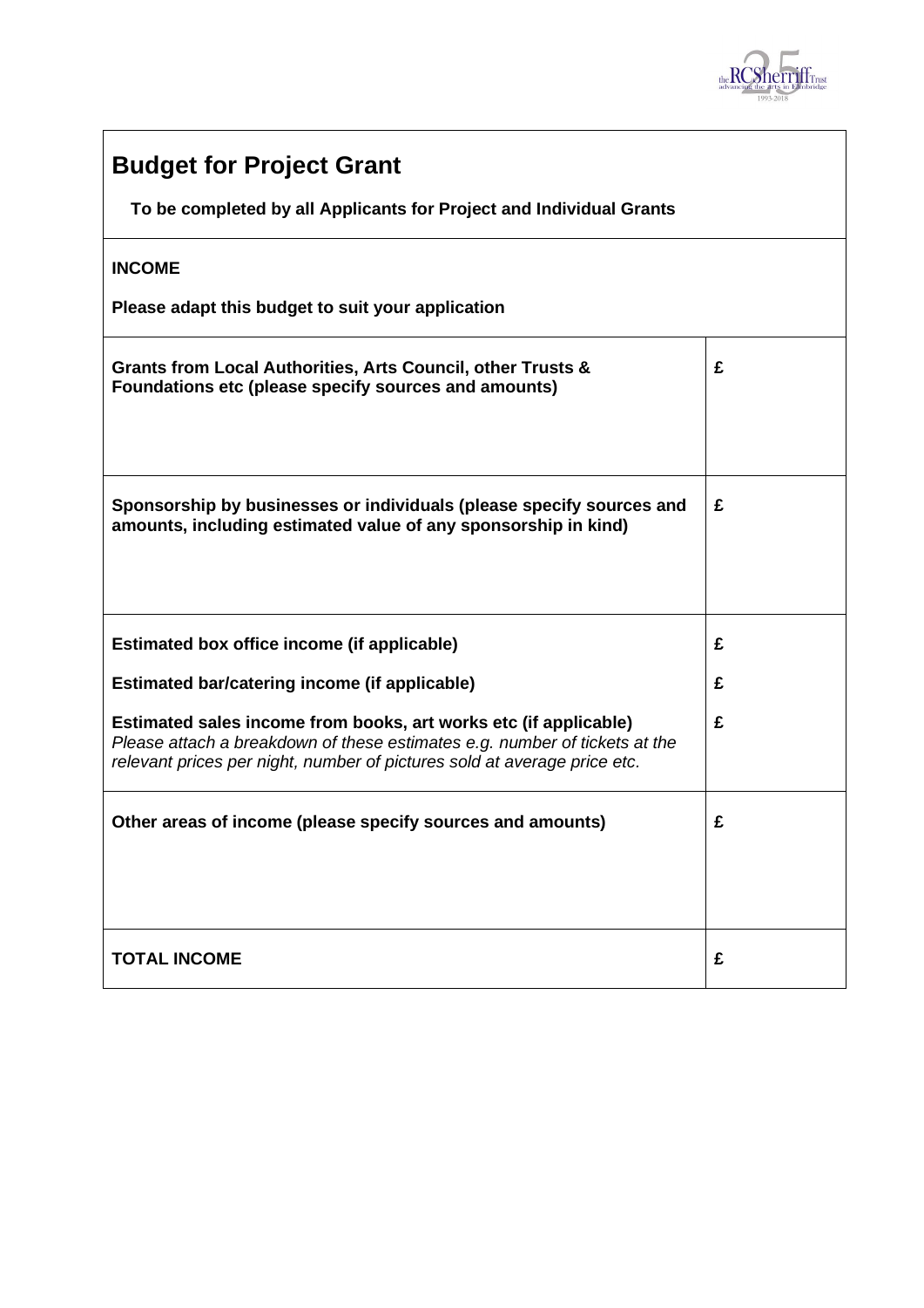# Budget for Project Grant

**To be completed by all Applicants for Project and Individual Grants**

**INCOME**

**Please adapt this budget to suit your application**

| | |
|---|---|
| **Grants from Local Authorities, Arts Council, other Trusts & Foundations etc (please specify sources and amounts)** | **£** |
| **Sponsorship by businesses or individuals (please specify sources and amounts, including estimated value of any sponsorship in kind)** | **£** |
| **Estimated box office income (if applicable)** | **£** |
| **Estimated bar/catering income (if applicable)** | **£** |
| **Estimated sales income from books, art works etc (if applicable)** *Please attach a breakdown of these estimates e.g. number of tickets at the relevant prices per night, number of pictures sold at average price etc.* | **£** |
| **Other areas of income (please specify sources and amounts)** | **£** |
| **TOTAL INCOME** | **£** |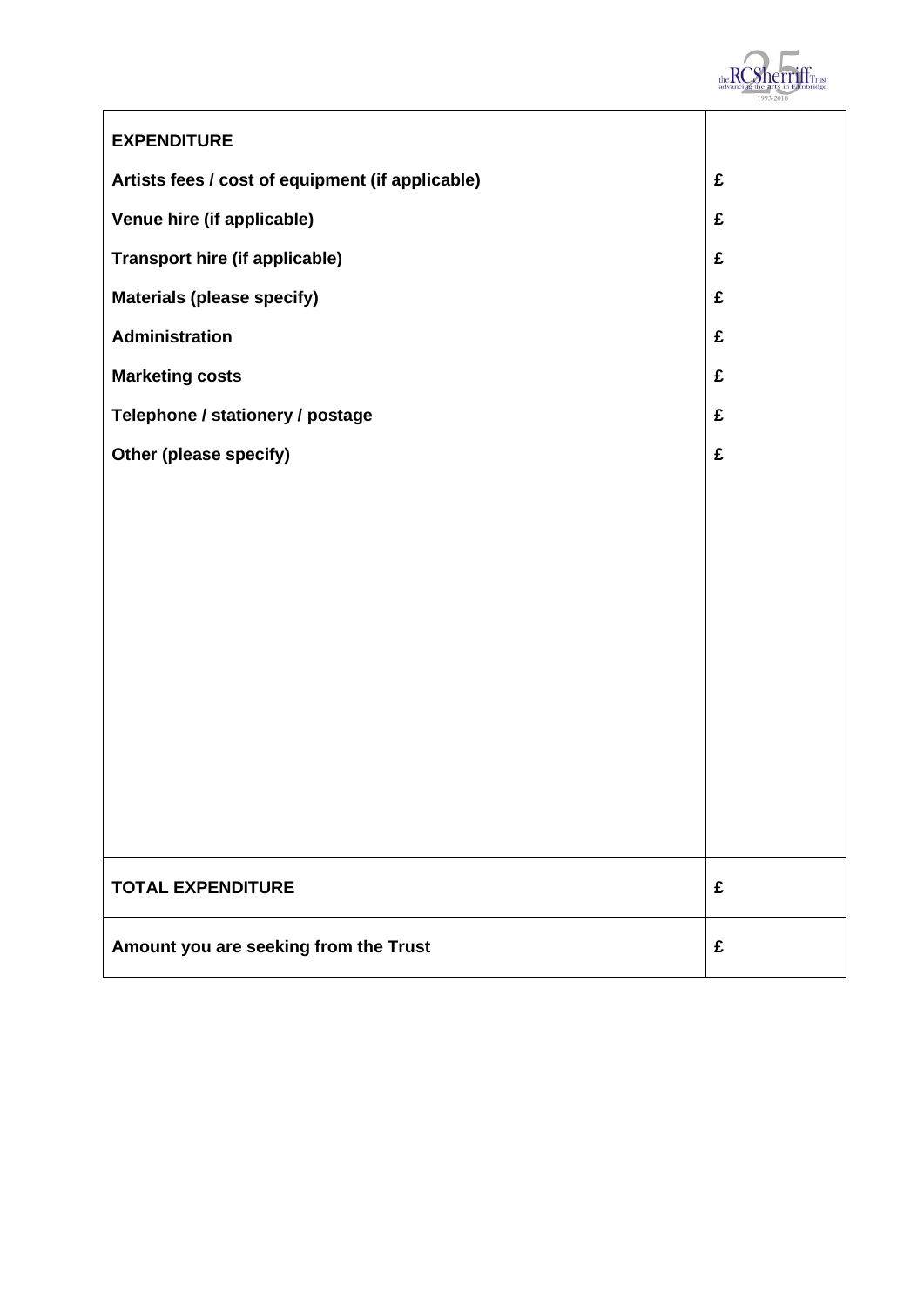| EXPENDITURE | |
|---|---|
| **Artists fees / cost of equipment (if applicable)** | **£** |
| **Venue hire (if applicable)** | **£** |
| **Transport hire (if applicable)** | **£** |
| **Materials (please specify)** | **£** |
| **Administration** | **£** |
| **Marketing costs** | **£** |
| **Telephone / stationery / postage** | **£** |
| **Other (please specify)** | **£** |
| **TOTAL EXPENDITURE** | **£** |
| **Amount you are seeking from the Trust** | **£** |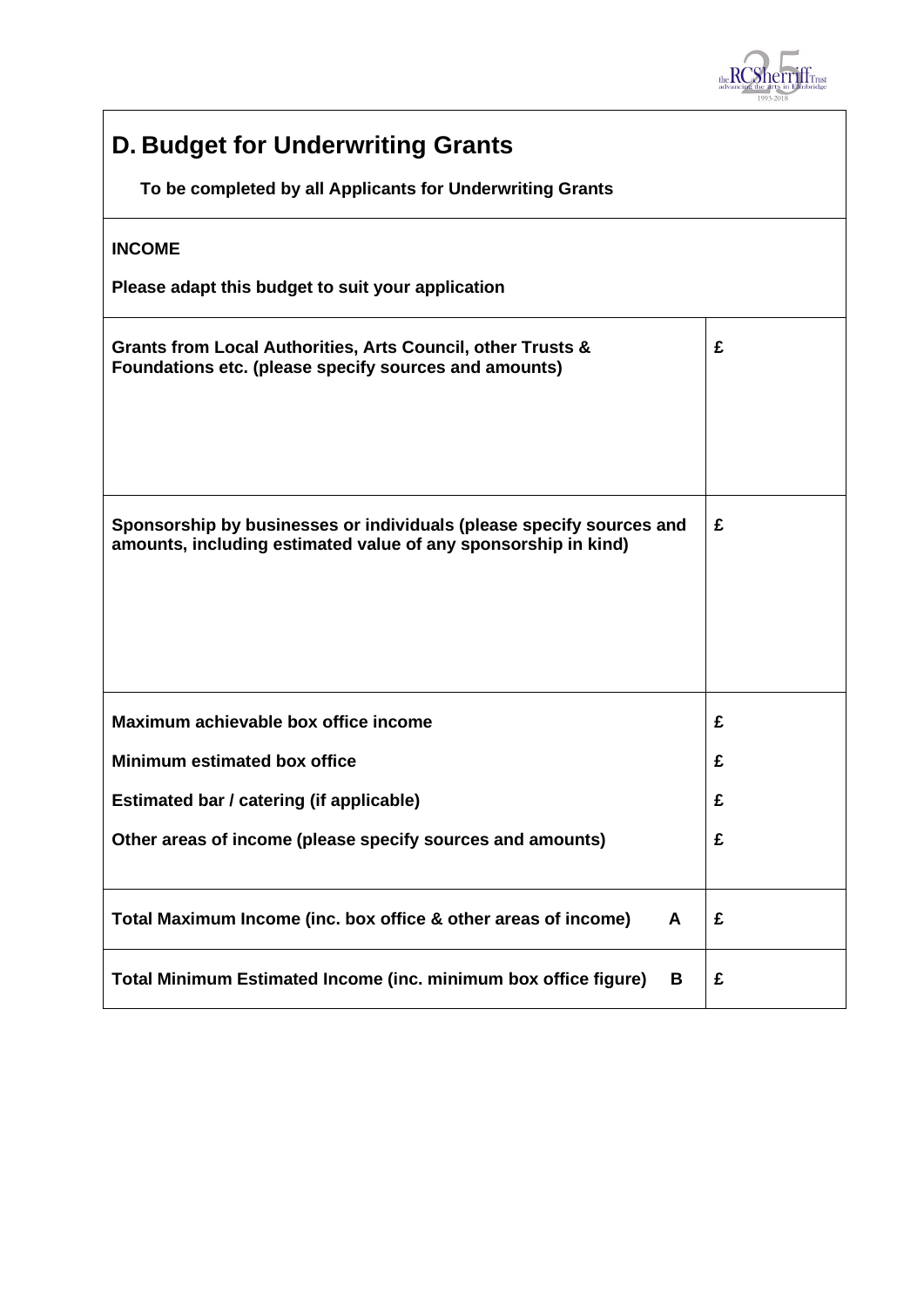## D. Budget for Underwriting Grants

**To be completed by all Applicants for Underwriting Grants**

**INCOME**

**Please adapt this budget to suit your application**

| | |
|---|---|
| **Grants from Local Authorities, Arts Council, other Trusts & Foundations etc. (please specify sources and amounts)** | **£** |
| **Sponsorship by businesses or individuals (please specify sources and amounts, including estimated value of any sponsorship in kind)** | **£** |
| **Maximum achievable box office income** | **£** |
| **Minimum estimated box office** | **£** |
| **Estimated bar / catering (if applicable)** | **£** |
| **Other areas of income (please specify sources and amounts)** | **£** |
| **Total Maximum Income (inc. box office & other areas of income) A** | **£** |
| **Total Minimum Estimated Income (inc. minimum box office figure) B** | **£** |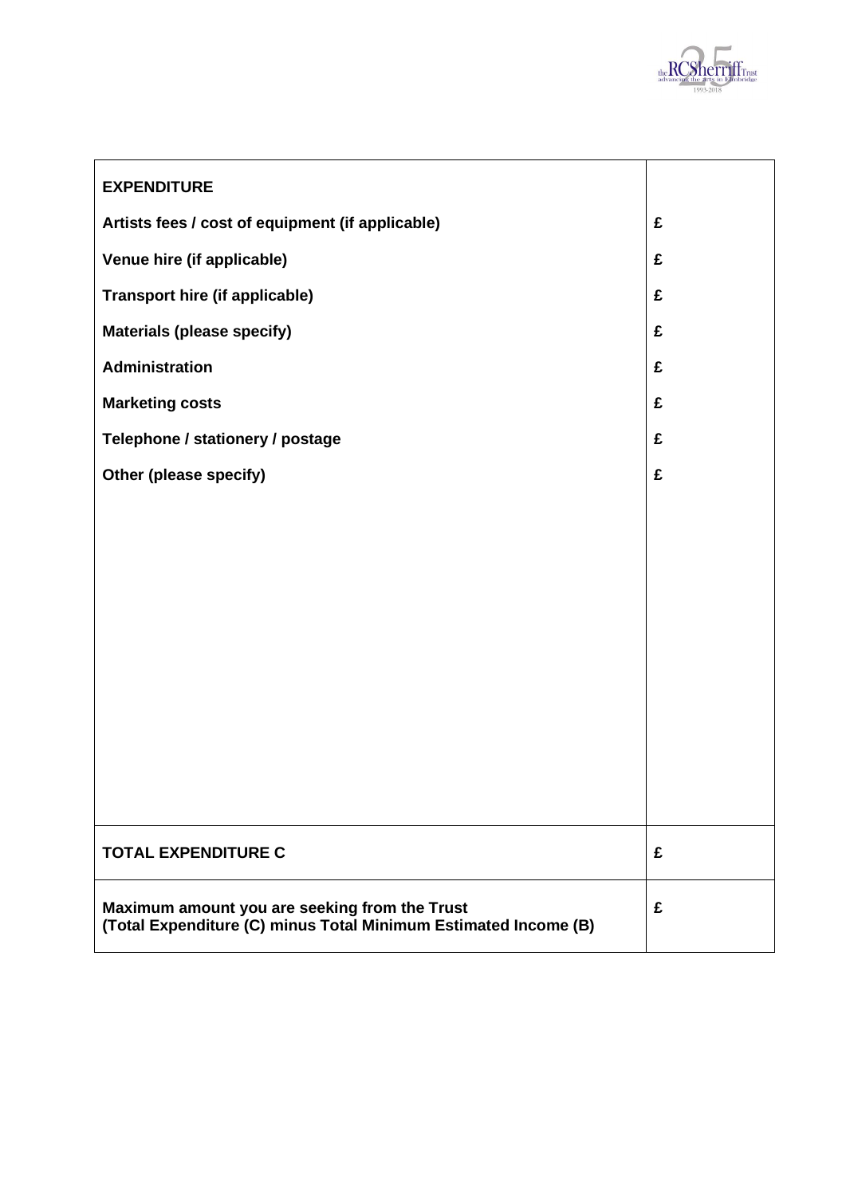| | |
|---|---|
| **EXPENDITURE** | |
| **Artists fees / cost of equipment (if applicable)** | **£** |
| **Venue hire (if applicable)** | **£** |
| **Transport hire (if applicable)** | **£** |
| **Materials (please specify)** | **£** |
| **Administration** | **£** |
| **Marketing costs** | **£** |
| **Telephone / stationery / postage** | **£** |
| **Other (please specify)** | **£** |
| **TOTAL EXPENDITURE C** | **£** |
| **Maximum amount you are seeking from the Trust (Total Expenditure (C) minus Total Minimum Estimated Income (B)** | **£** |